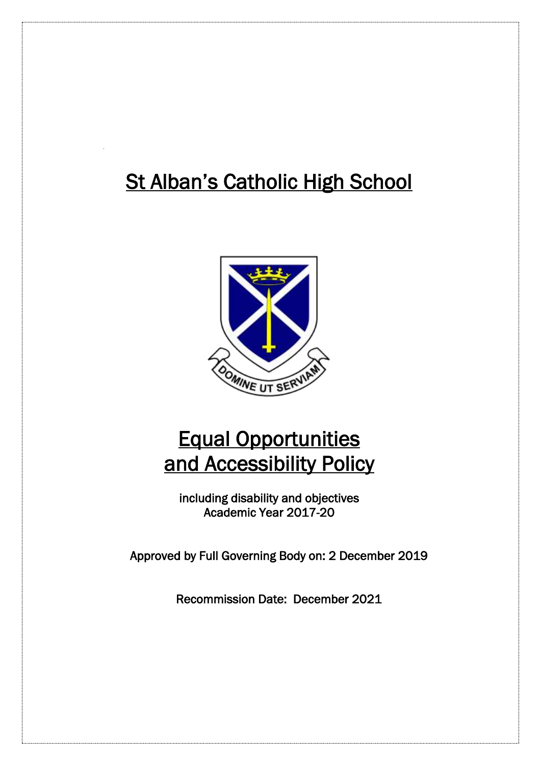# St Alban's Catholic High School

DOMINE UT SERVIAM

# Equal Opportunities and Accessibility Policy

including disability and objectives
Academic Year 2017-20

Approved by Full Governing Body on: 2 December 2019

Recommission Date: December 2021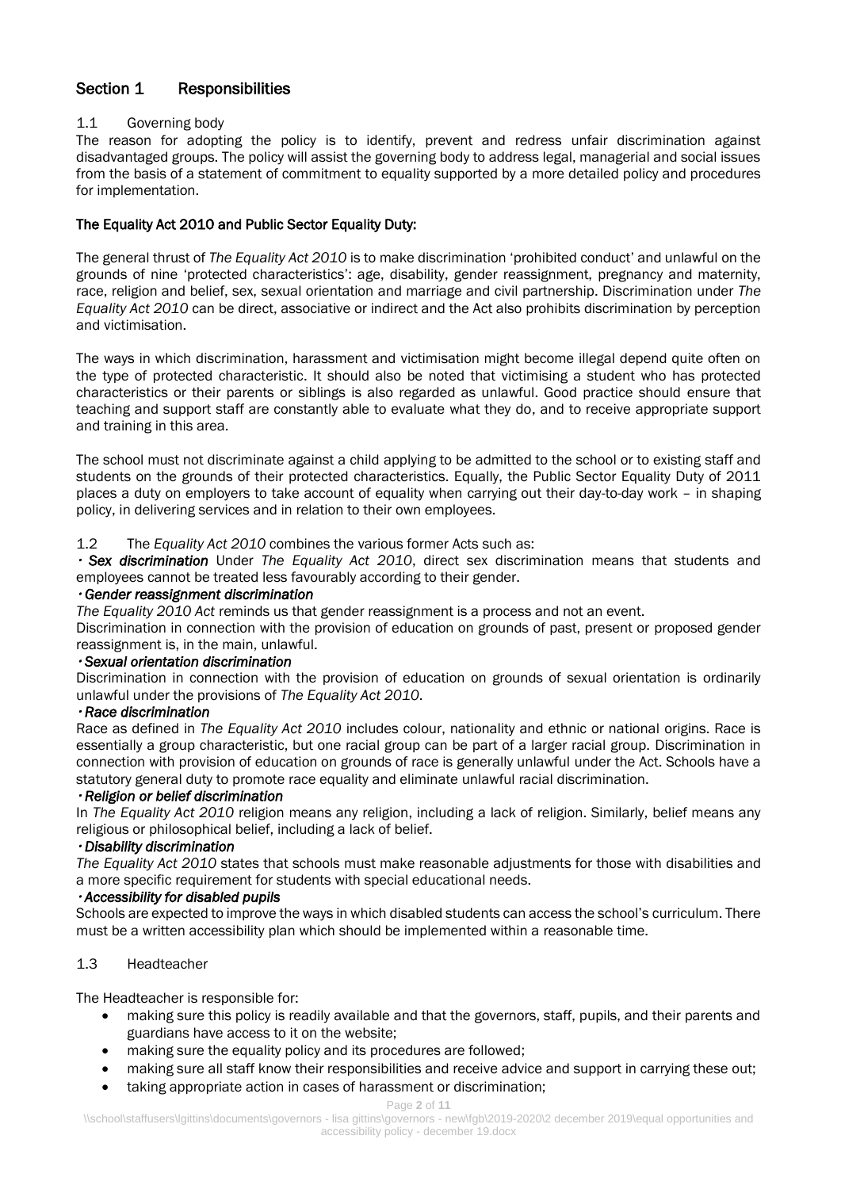## Section 1 Responsibilities

### 1.1 Governing body

The reason for adopting the policy is to identify, prevent and redress unfair discrimination against disadvantaged groups. The policy will assist the governing body to address legal, managerial and social issues from the basis of a statement of commitment to equality supported by a more detailed policy and procedures for implementation.

**The Equality Act 2010 and Public Sector Equality Duty:**

The general thrust of *The Equality Act 2010* is to make discrimination 'prohibited conduct' and unlawful on the grounds of nine 'protected characteristics': age, disability, gender reassignment, pregnancy and maternity, race, religion and belief, sex, sexual orientation and marriage and civil partnership. Discrimination under *The Equality Act 2010* can be direct, associative or indirect and the Act also prohibits discrimination by perception and victimisation.

The ways in which discrimination, harassment and victimisation might become illegal depend quite often on the type of protected characteristic. It should also be noted that victimising a student who has protected characteristics or their parents or siblings is also regarded as unlawful. Good practice should ensure that teaching and support staff are constantly able to evaluate what they do, and to receive appropriate support and training in this area.

The school must not discriminate against a child applying to be admitted to the school or to existing staff and students on the grounds of their protected characteristics. Equally, the Public Sector Equality Duty of 2011 places a duty on employers to take account of equality when carrying out their day-to-day work – in shaping policy, in delivering services and in relation to their own employees.

### 1.2 The *Equality Act 2010* combines the various former Acts such as:

• ***Sex discrimination*** Under *The Equality Act 2010*, direct sex discrimination means that students and employees cannot be treated less favourably according to their gender.

• ***Gender reassignment discrimination***

*The Equality 2010 Act* reminds us that gender reassignment is a process and not an event.

Discrimination in connection with the provision of education on grounds of past, present or proposed gender reassignment is, in the main, unlawful.

• ***Sexual orientation discrimination***

Discrimination in connection with the provision of education on grounds of sexual orientation is ordinarily unlawful under the provisions of *The Equality Act 2010*.

• ***Race discrimination***

Race as defined in *The Equality Act 2010* includes colour, nationality and ethnic or national origins. Race is essentially a group characteristic, but one racial group can be part of a larger racial group. Discrimination in connection with provision of education on grounds of race is generally unlawful under the Act. Schools have a statutory general duty to promote race equality and eliminate unlawful racial discrimination.

• ***Religion or belief discrimination***

In *The Equality Act 2010* religion means any religion, including a lack of religion. Similarly, belief means any religious or philosophical belief, including a lack of belief.

• ***Disability discrimination***

*The Equality Act 2010* states that schools must make reasonable adjustments for those with disabilities and a more specific requirement for students with special educational needs.

• ***Accessibility for disabled pupils***

Schools are expected to improve the ways in which disabled students can access the school's curriculum. There must be a written accessibility plan which should be implemented within a reasonable time.

### 1.3 Headteacher

The Headteacher is responsible for:

- making sure this policy is readily available and that the governors, staff, pupils, and their parents and guardians have access to it on the website;
- making sure the equality policy and its procedures are followed;
- making sure all staff know their responsibilities and receive advice and support in carrying these out;
- taking appropriate action in cases of harassment or discrimination;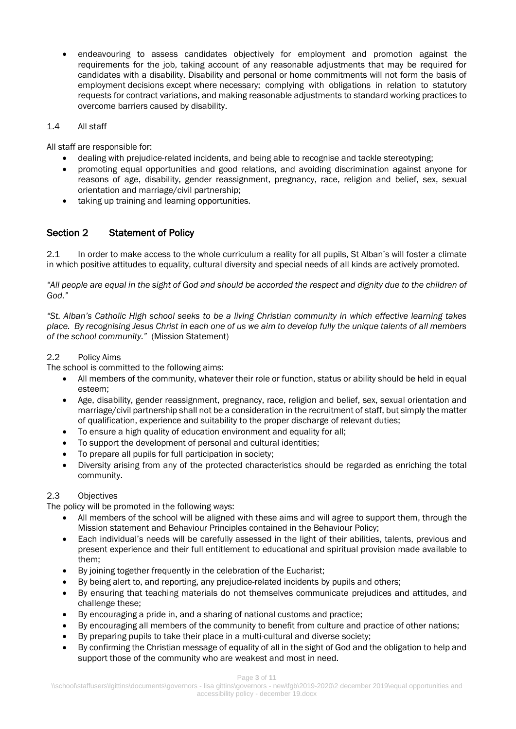- endeavouring to assess candidates objectively for employment and promotion against the requirements for the job, taking account of any reasonable adjustments that may be required for candidates with a disability. Disability and personal or home commitments will not form the basis of employment decisions except where necessary; complying with obligations in relation to statutory requests for contract variations, and making reasonable adjustments to standard working practices to overcome barriers caused by disability.

1.4 All staff

All staff are responsible for:

- dealing with prejudice-related incidents, and being able to recognise and tackle stereotyping;
- promoting equal opportunities and good relations, and avoiding discrimination against anyone for reasons of age, disability, gender reassignment, pregnancy, race, religion and belief, sex, sexual orientation and marriage/civil partnership;
- taking up training and learning opportunities.

## Section 2 Statement of Policy

2.1 In order to make access to the whole curriculum a reality for all pupils, St Alban's will foster a climate in which positive attitudes to equality, cultural diversity and special needs of all kinds are actively promoted.

*"All people are equal in the sight of God and should be accorded the respect and dignity due to the children of God."*

*"St. Alban's Catholic High school seeks to be a living Christian community in which effective learning takes place. By recognising Jesus Christ in each one of us we aim to develop fully the unique talents of all members of the school community."* (Mission Statement)

2.2 Policy Aims

The school is committed to the following aims:

- All members of the community, whatever their role or function, status or ability should be held in equal esteem;
- Age, disability, gender reassignment, pregnancy, race, religion and belief, sex, sexual orientation and marriage/civil partnership shall not be a consideration in the recruitment of staff, but simply the matter of qualification, experience and suitability to the proper discharge of relevant duties;
- To ensure a high quality of education environment and equality for all;
- To support the development of personal and cultural identities;
- To prepare all pupils for full participation in society;
- Diversity arising from any of the protected characteristics should be regarded as enriching the total community.

2.3 Objectives

The policy will be promoted in the following ways:

- All members of the school will be aligned with these aims and will agree to support them, through the Mission statement and Behaviour Principles contained in the Behaviour Policy;
- Each individual's needs will be carefully assessed in the light of their abilities, talents, previous and present experience and their full entitlement to educational and spiritual provision made available to them;
- By joining together frequently in the celebration of the Eucharist;
- By being alert to, and reporting, any prejudice-related incidents by pupils and others;
- By ensuring that teaching materials do not themselves communicate prejudices and attitudes, and challenge these;
- By encouraging a pride in, and a sharing of national customs and practice;
- By encouraging all members of the community to benefit from culture and practice of other nations;
- By preparing pupils to take their place in a multi-cultural and diverse society;
- By confirming the Christian message of equality of all in the sight of God and the obligation to help and support those of the community who are weakest and most in need.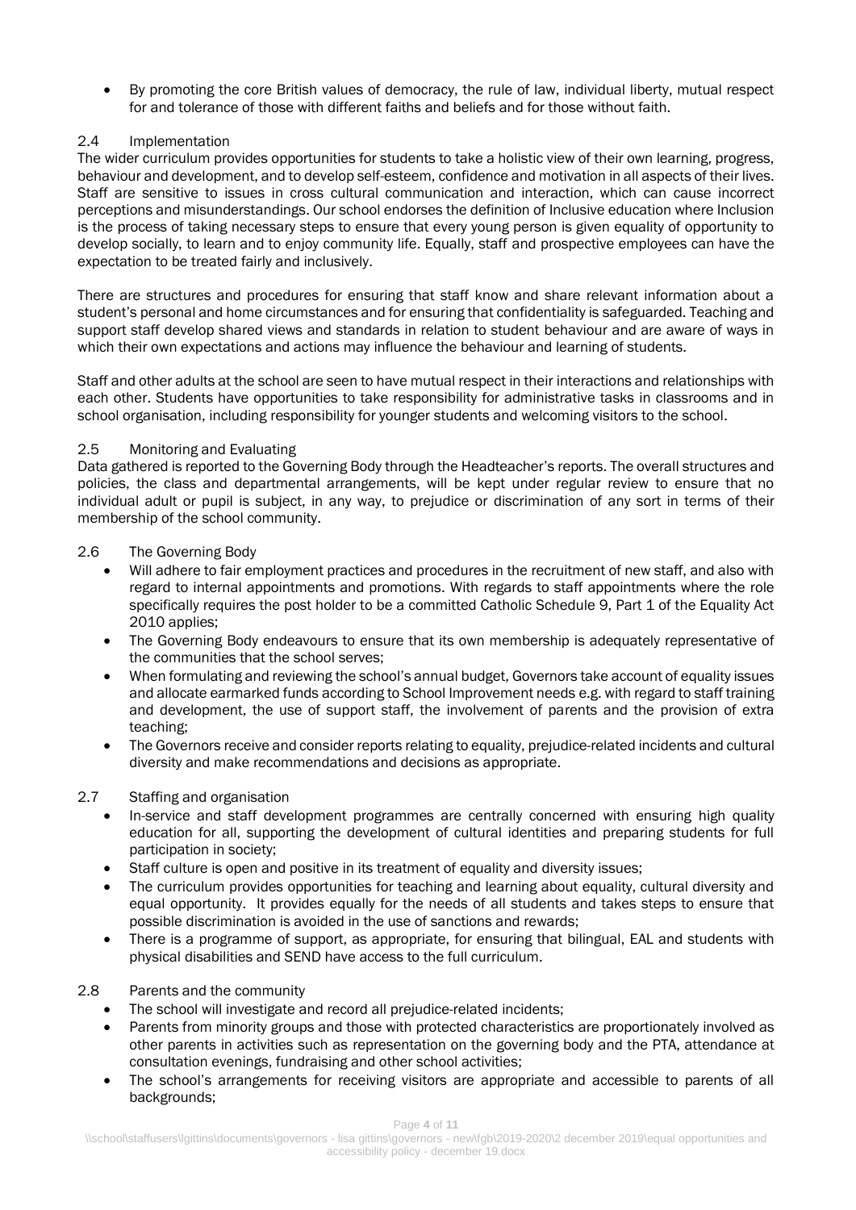- By promoting the core British values of democracy, the rule of law, individual liberty, mutual respect for and tolerance of those with different faiths and beliefs and for those without faith.

### 2.4 Implementation

The wider curriculum provides opportunities for students to take a holistic view of their own learning, progress, behaviour and development, and to develop self-esteem, confidence and motivation in all aspects of their lives. Staff are sensitive to issues in cross cultural communication and interaction, which can cause incorrect perceptions and misunderstandings. Our school endorses the definition of Inclusive education where Inclusion is the process of taking necessary steps to ensure that every young person is given equality of opportunity to develop socially, to learn and to enjoy community life. Equally, staff and prospective employees can have the expectation to be treated fairly and inclusively.

There are structures and procedures for ensuring that staff know and share relevant information about a student's personal and home circumstances and for ensuring that confidentiality is safeguarded. Teaching and support staff develop shared views and standards in relation to student behaviour and are aware of ways in which their own expectations and actions may influence the behaviour and learning of students.

Staff and other adults at the school are seen to have mutual respect in their interactions and relationships with each other. Students have opportunities to take responsibility for administrative tasks in classrooms and in school organisation, including responsibility for younger students and welcoming visitors to the school.

### 2.5 Monitoring and Evaluating

Data gathered is reported to the Governing Body through the Headteacher's reports. The overall structures and policies, the class and departmental arrangements, will be kept under regular review to ensure that no individual adult or pupil is subject, in any way, to prejudice or discrimination of any sort in terms of their membership of the school community.

### 2.6 The Governing Body

- Will adhere to fair employment practices and procedures in the recruitment of new staff, and also with regard to internal appointments and promotions. With regards to staff appointments where the role specifically requires the post holder to be a committed Catholic Schedule 9, Part 1 of the Equality Act 2010 applies;
- The Governing Body endeavours to ensure that its own membership is adequately representative of the communities that the school serves;
- When formulating and reviewing the school's annual budget, Governors take account of equality issues and allocate earmarked funds according to School Improvement needs e.g. with regard to staff training and development, the use of support staff, the involvement of parents and the provision of extra teaching;
- The Governors receive and consider reports relating to equality, prejudice-related incidents and cultural diversity and make recommendations and decisions as appropriate.

### 2.7 Staffing and organisation

- In-service and staff development programmes are centrally concerned with ensuring high quality education for all, supporting the development of cultural identities and preparing students for full participation in society;
- Staff culture is open and positive in its treatment of equality and diversity issues;
- The curriculum provides opportunities for teaching and learning about equality, cultural diversity and equal opportunity. It provides equally for the needs of all students and takes steps to ensure that possible discrimination is avoided in the use of sanctions and rewards;
- There is a programme of support, as appropriate, for ensuring that bilingual, EAL and students with physical disabilities and SEND have access to the full curriculum.

### 2.8 Parents and the community

- The school will investigate and record all prejudice-related incidents;
- Parents from minority groups and those with protected characteristics are proportionately involved as other parents in activities such as representation on the governing body and the PTA, attendance at consultation evenings, fundraising and other school activities;
- The school's arrangements for receiving visitors are appropriate and accessible to parents of all backgrounds;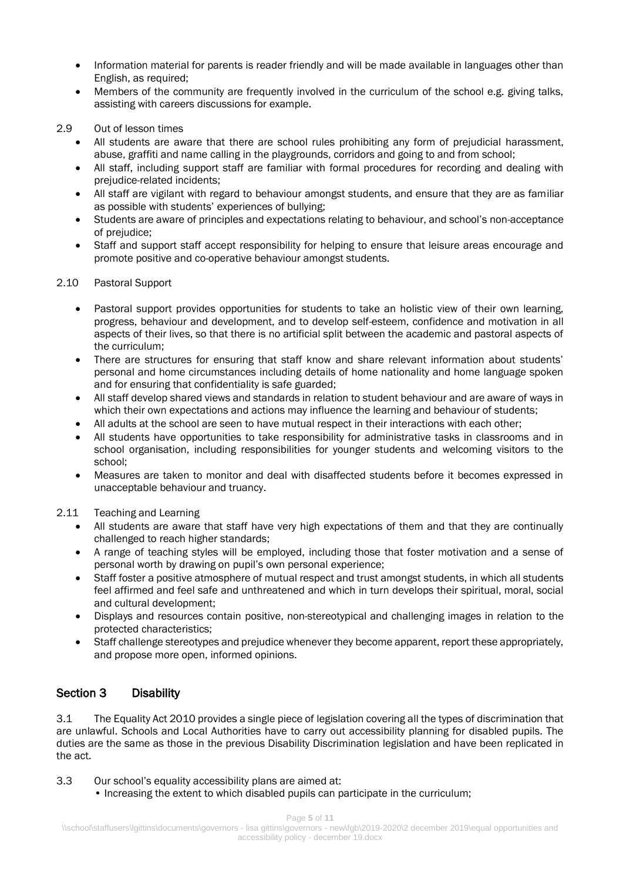- Information material for parents is reader friendly and will be made available in languages other than English, as required;
- Members of the community are frequently involved in the curriculum of the school e.g. giving talks, assisting with careers discussions for example.

2.9 Out of lesson times

- All students are aware that there are school rules prohibiting any form of prejudicial harassment, abuse, graffiti and name calling in the playgrounds, corridors and going to and from school;
- All staff, including support staff are familiar with formal procedures for recording and dealing with prejudice-related incidents;
- All staff are vigilant with regard to behaviour amongst students, and ensure that they are as familiar as possible with students' experiences of bullying;
- Students are aware of principles and expectations relating to behaviour, and school's non-acceptance of prejudice;
- Staff and support staff accept responsibility for helping to ensure that leisure areas encourage and promote positive and co-operative behaviour amongst students.

2.10 Pastoral Support

- Pastoral support provides opportunities for students to take an holistic view of their own learning, progress, behaviour and development, and to develop self-esteem, confidence and motivation in all aspects of their lives, so that there is no artificial split between the academic and pastoral aspects of the curriculum;
- There are structures for ensuring that staff know and share relevant information about students' personal and home circumstances including details of home nationality and home language spoken and for ensuring that confidentiality is safe guarded;
- All staff develop shared views and standards in relation to student behaviour and are aware of ways in which their own expectations and actions may influence the learning and behaviour of students;
- All adults at the school are seen to have mutual respect in their interactions with each other;
- All students have opportunities to take responsibility for administrative tasks in classrooms and in school organisation, including responsibilities for younger students and welcoming visitors to the school;
- Measures are taken to monitor and deal with disaffected students before it becomes expressed in unacceptable behaviour and truancy.

2.11 Teaching and Learning

- All students are aware that staff have very high expectations of them and that they are continually challenged to reach higher standards;
- A range of teaching styles will be employed, including those that foster motivation and a sense of personal worth by drawing on pupil's own personal experience;
- Staff foster a positive atmosphere of mutual respect and trust amongst students, in which all students feel affirmed and feel safe and unthreatened and which in turn develops their spiritual, moral, social and cultural development;
- Displays and resources contain positive, non-stereotypical and challenging images in relation to the protected characteristics;
- Staff challenge stereotypes and prejudice whenever they become apparent, report these appropriately, and propose more open, informed opinions.

## Section 3 Disability

3.1 The Equality Act 2010 provides a single piece of legislation covering all the types of discrimination that are unlawful. Schools and Local Authorities have to carry out accessibility planning for disabled pupils. The duties are the same as those in the previous Disability Discrimination legislation and have been replicated in the act.

3.3 Our school's equality accessibility plans are aimed at:

- Increasing the extent to which disabled pupils can participate in the curriculum;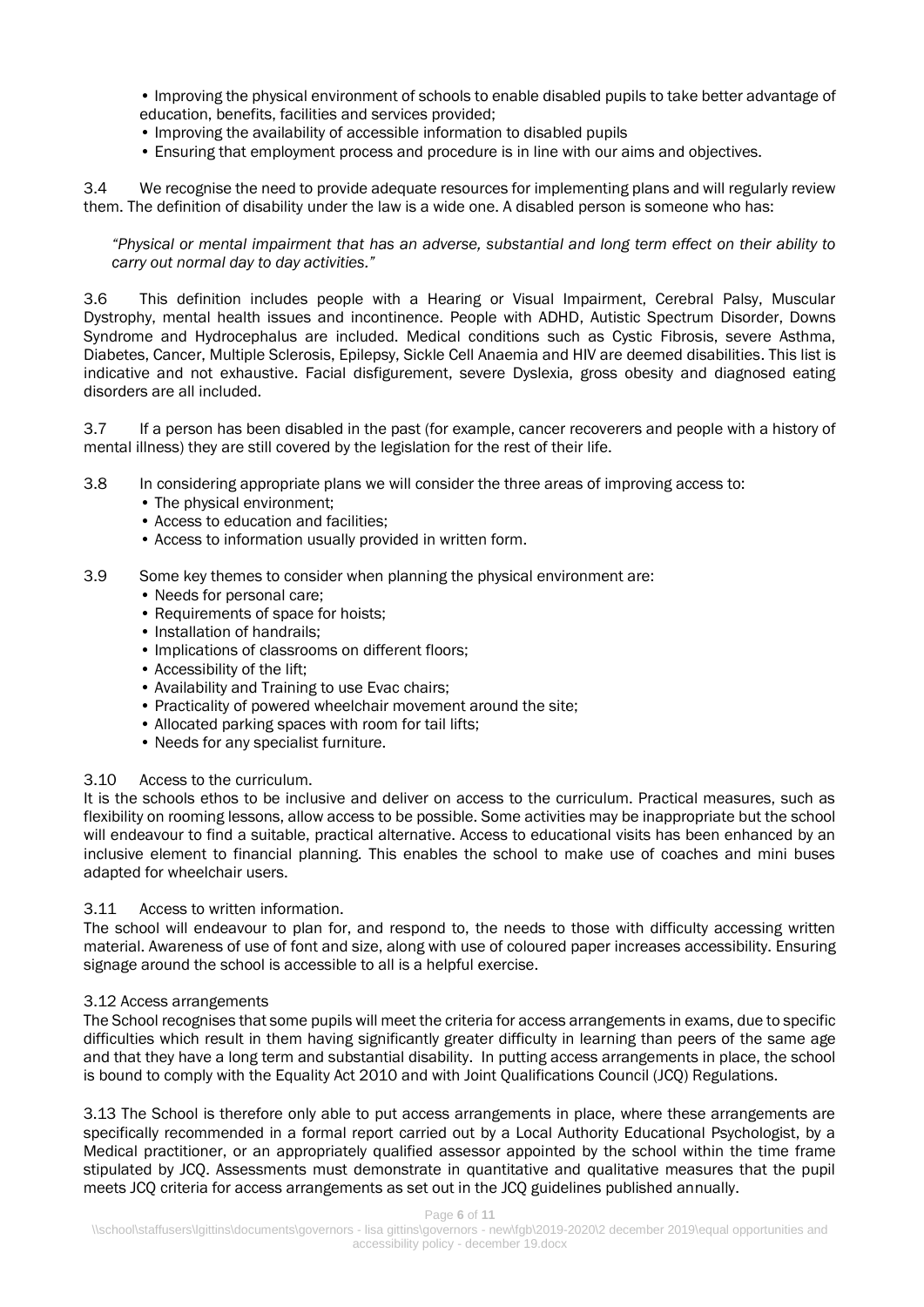- Improving the physical environment of schools to enable disabled pupils to take better advantage of education, benefits, facilities and services provided;
- Improving the availability of accessible information to disabled pupils
- Ensuring that employment process and procedure is in line with our aims and objectives.

3.4 We recognise the need to provide adequate resources for implementing plans and will regularly review them. The definition of disability under the law is a wide one. A disabled person is someone who has:

> *"Physical or mental impairment that has an adverse, substantial and long term effect on their ability to carry out normal day to day activities."*

3.6 This definition includes people with a Hearing or Visual Impairment, Cerebral Palsy, Muscular Dystrophy, mental health issues and incontinence. People with ADHD, Autistic Spectrum Disorder, Downs Syndrome and Hydrocephalus are included. Medical conditions such as Cystic Fibrosis, severe Asthma, Diabetes, Cancer, Multiple Sclerosis, Epilepsy, Sickle Cell Anaemia and HIV are deemed disabilities. This list is indicative and not exhaustive. Facial disfigurement, severe Dyslexia, gross obesity and diagnosed eating disorders are all included.

3.7 If a person has been disabled in the past (for example, cancer recoverers and people with a history of mental illness) they are still covered by the legislation for the rest of their life.

3.8 In considering appropriate plans we will consider the three areas of improving access to:

- The physical environment;
- Access to education and facilities;
- Access to information usually provided in written form.

3.9 Some key themes to consider when planning the physical environment are:

- Needs for personal care;
- Requirements of space for hoists;
- Installation of handrails;
- Implications of classrooms on different floors;
- Accessibility of the lift;
- Availability and Training to use Evac chairs;
- Practicality of powered wheelchair movement around the site;
- Allocated parking spaces with room for tail lifts;
- Needs for any specialist furniture.

3.10 Access to the curriculum.

It is the schools ethos to be inclusive and deliver on access to the curriculum. Practical measures, such as flexibility on rooming lessons, allow access to be possible. Some activities may be inappropriate but the school will endeavour to find a suitable, practical alternative. Access to educational visits has been enhanced by an inclusive element to financial planning. This enables the school to make use of coaches and mini buses adapted for wheelchair users.

3.11 Access to written information.

The school will endeavour to plan for, and respond to, the needs to those with difficulty accessing written material. Awareness of use of font and size, along with use of coloured paper increases accessibility. Ensuring signage around the school is accessible to all is a helpful exercise.

3.12 Access arrangements

The School recognises that some pupils will meet the criteria for access arrangements in exams, due to specific difficulties which result in them having significantly greater difficulty in learning than peers of the same age and that they have a long term and substantial disability. In putting access arrangements in place, the school is bound to comply with the Equality Act 2010 and with Joint Qualifications Council (JCQ) Regulations.

3.13 The School is therefore only able to put access arrangements in place, where these arrangements are specifically recommended in a formal report carried out by a Local Authority Educational Psychologist, by a Medical practitioner, or an appropriately qualified assessor appointed by the school within the time frame stipulated by JCQ. Assessments must demonstrate in quantitative and qualitative measures that the pupil meets JCQ criteria for access arrangements as set out in the JCQ guidelines published annually.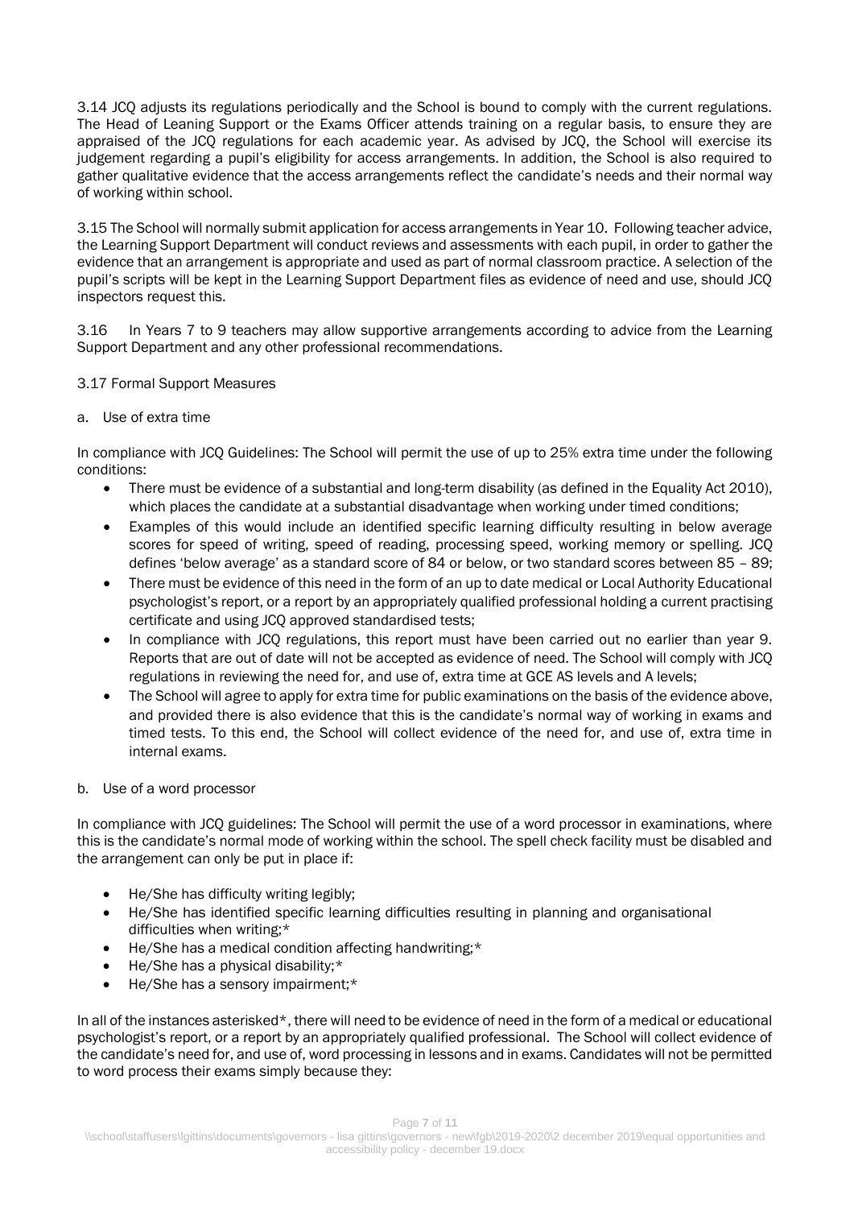3.14 JCQ adjusts its regulations periodically and the School is bound to comply with the current regulations. The Head of Leaning Support or the Exams Officer attends training on a regular basis, to ensure they are appraised of the JCQ regulations for each academic year. As advised by JCQ, the School will exercise its judgement regarding a pupil's eligibility for access arrangements. In addition, the School is also required to gather qualitative evidence that the access arrangements reflect the candidate's needs and their normal way of working within school.

3.15 The School will normally submit application for access arrangements in Year 10. Following teacher advice, the Learning Support Department will conduct reviews and assessments with each pupil, in order to gather the evidence that an arrangement is appropriate and used as part of normal classroom practice. A selection of the pupil's scripts will be kept in the Learning Support Department files as evidence of need and use, should JCQ inspectors request this.

3.16 In Years 7 to 9 teachers may allow supportive arrangements according to advice from the Learning Support Department and any other professional recommendations.

3.17 Formal Support Measures

a. Use of extra time

In compliance with JCQ Guidelines: The School will permit the use of up to 25% extra time under the following conditions:

- There must be evidence of a substantial and long-term disability (as defined in the Equality Act 2010), which places the candidate at a substantial disadvantage when working under timed conditions;
- Examples of this would include an identified specific learning difficulty resulting in below average scores for speed of writing, speed of reading, processing speed, working memory or spelling. JCQ defines 'below average' as a standard score of 84 or below, or two standard scores between 85 – 89;
- There must be evidence of this need in the form of an up to date medical or Local Authority Educational psychologist's report, or a report by an appropriately qualified professional holding a current practising certificate and using JCQ approved standardised tests;
- In compliance with JCQ regulations, this report must have been carried out no earlier than year 9. Reports that are out of date will not be accepted as evidence of need. The School will comply with JCQ regulations in reviewing the need for, and use of, extra time at GCE AS levels and A levels;
- The School will agree to apply for extra time for public examinations on the basis of the evidence above, and provided there is also evidence that this is the candidate's normal way of working in exams and timed tests. To this end, the School will collect evidence of the need for, and use of, extra time in internal exams.

b. Use of a word processor

In compliance with JCQ guidelines: The School will permit the use of a word processor in examinations, where this is the candidate's normal mode of working within the school. The spell check facility must be disabled and the arrangement can only be put in place if:

- He/She has difficulty writing legibly;
- He/She has identified specific learning difficulties resulting in planning and organisational difficulties when writing;*
- He/She has a medical condition affecting handwriting;*
- He/She has a physical disability;*
- He/She has a sensory impairment;*

In all of the instances asterisked*, there will need to be evidence of need in the form of a medical or educational psychologist's report, or a report by an appropriately qualified professional. The School will collect evidence of the candidate's need for, and use of, word processing in lessons and in exams. Candidates will not be permitted to word process their exams simply because they: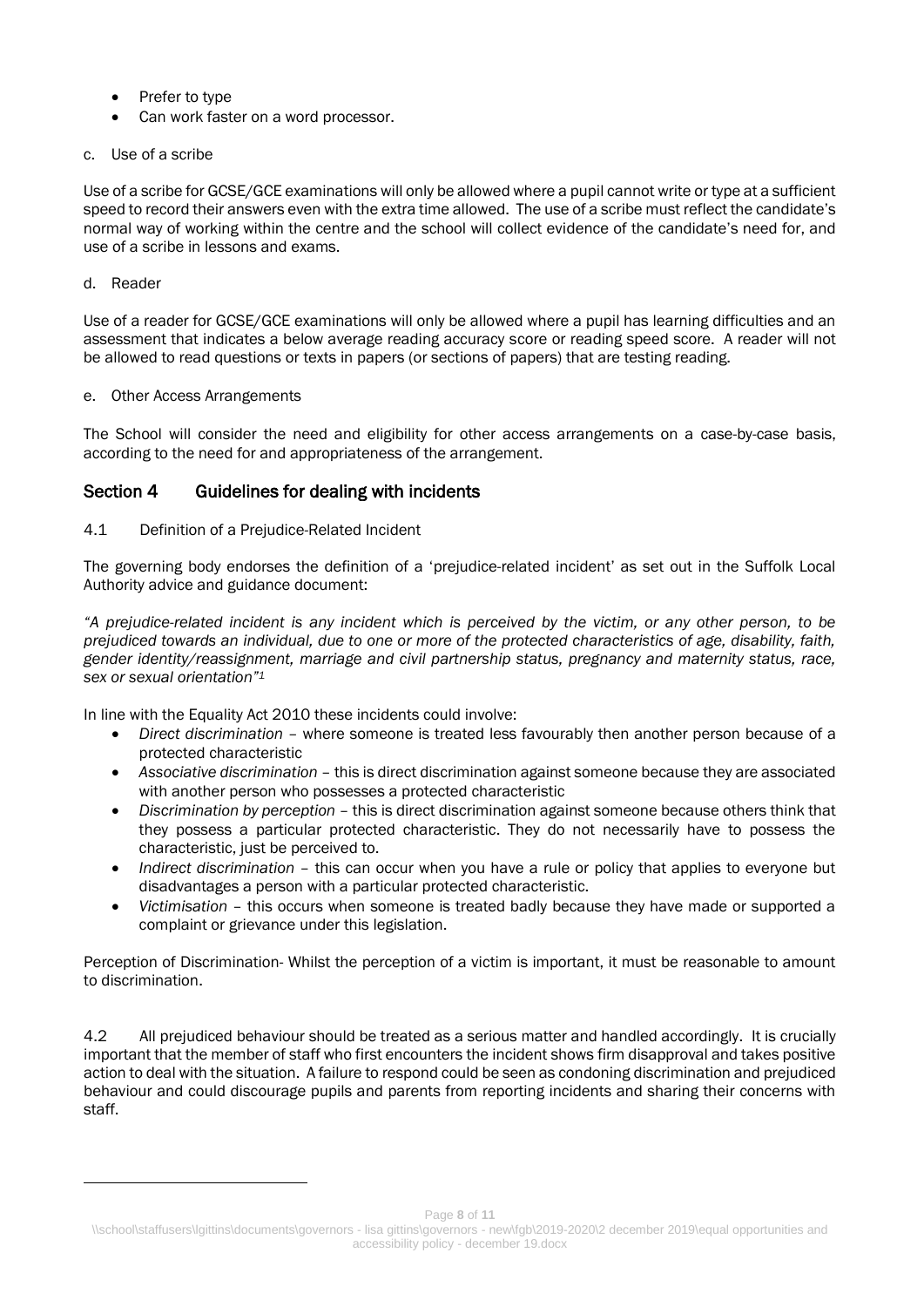- Prefer to type
- Can work faster on a word processor.

c. Use of a scribe

Use of a scribe for GCSE/GCE examinations will only be allowed where a pupil cannot write or type at a sufficient speed to record their answers even with the extra time allowed. The use of a scribe must reflect the candidate's normal way of working within the centre and the school will collect evidence of the candidate's need for, and use of a scribe in lessons and exams.

d. Reader

Use of a reader for GCSE/GCE examinations will only be allowed where a pupil has learning difficulties and an assessment that indicates a below average reading accuracy score or reading speed score. A reader will not be allowed to read questions or texts in papers (or sections of papers) that are testing reading.

e. Other Access Arrangements

The School will consider the need and eligibility for other access arrangements on a case-by-case basis, according to the need for and appropriateness of the arrangement.

## Section 4 Guidelines for dealing with incidents

4.1 Definition of a Prejudice-Related Incident

The governing body endorses the definition of a 'prejudice-related incident' as set out in the Suffolk Local Authority advice and guidance document:

*"A prejudice-related incident is any incident which is perceived by the victim, or any other person, to be prejudiced towards an individual, due to one or more of the protected characteristics of age, disability, faith, gender identity/reassignment, marriage and civil partnership status, pregnancy and maternity status, race, sex or sexual orientation"*[1]

In line with the Equality Act 2010 these incidents could involve:

- *Direct discrimination* – where someone is treated less favourably then another person because of a protected characteristic
- *Associative discrimination* – this is direct discrimination against someone because they are associated with another person who possesses a protected characteristic
- *Discrimination by perception* – this is direct discrimination against someone because others think that they possess a particular protected characteristic. They do not necessarily have to possess the characteristic, just be perceived to.
- *Indirect discrimination* – this can occur when you have a rule or policy that applies to everyone but disadvantages a person with a particular protected characteristic.
- *Victimisation* – this occurs when someone is treated badly because they have made or supported a complaint or grievance under this legislation.

Perception of Discrimination- Whilst the perception of a victim is important, it must be reasonable to amount to discrimination.

4.2 All prejudiced behaviour should be treated as a serious matter and handled accordingly. It is crucially important that the member of staff who first encounters the incident shows firm disapproval and takes positive action to deal with the situation. A failure to respond could be seen as condoning discrimination and prejudiced behaviour and could discourage pupils and parents from reporting incidents and sharing their concerns with staff.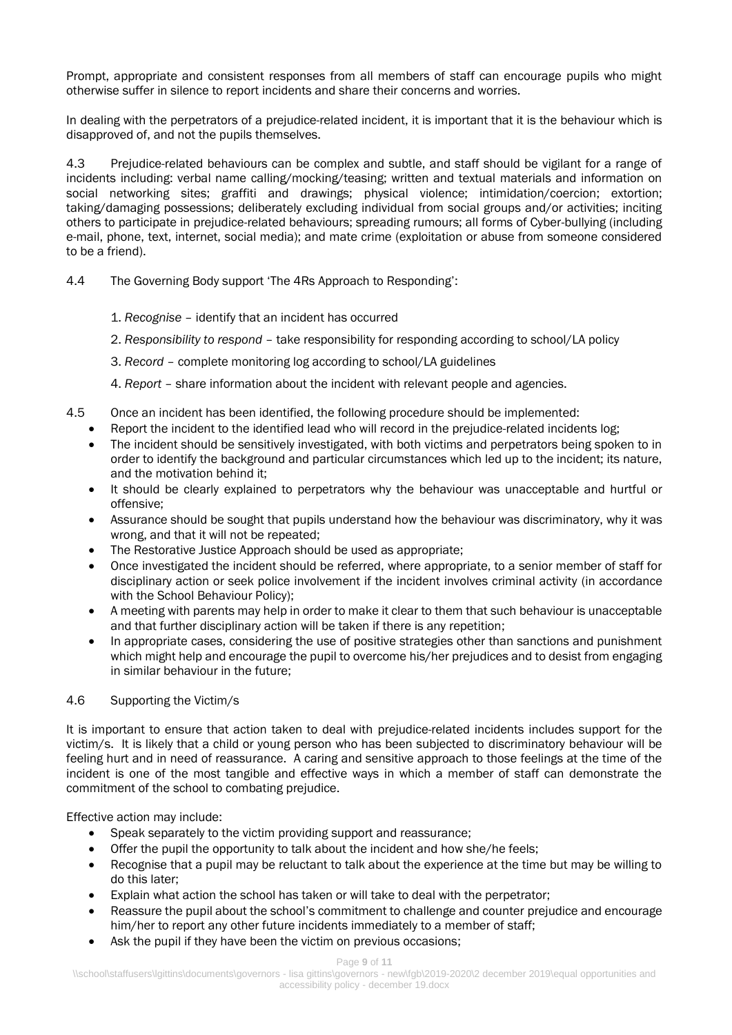Prompt, appropriate and consistent responses from all members of staff can encourage pupils who might otherwise suffer in silence to report incidents and share their concerns and worries.

In dealing with the perpetrators of a prejudice-related incident, it is important that it is the behaviour which is disapproved of, and not the pupils themselves.

4.3 Prejudice-related behaviours can be complex and subtle, and staff should be vigilant for a range of incidents including: verbal name calling/mocking/teasing; written and textual materials and information on social networking sites; graffiti and drawings; physical violence; intimidation/coercion; extortion; taking/damaging possessions; deliberately excluding individual from social groups and/or activities; inciting others to participate in prejudice-related behaviours; spreading rumours; all forms of Cyber-bullying (including e-mail, phone, text, internet, social media); and mate crime (exploitation or abuse from someone considered to be a friend).

4.4 The Governing Body support 'The 4Rs Approach to Responding':

1. *Recognise* – identify that an incident has occurred
2. *Responsibility to respond* – take responsibility for responding according to school/LA policy
3. *Record* – complete monitoring log according to school/LA guidelines
4. *Report* – share information about the incident with relevant people and agencies.

4.5 Once an incident has been identified, the following procedure should be implemented:

- Report the incident to the identified lead who will record in the prejudice-related incidents log;
- The incident should be sensitively investigated, with both victims and perpetrators being spoken to in order to identify the background and particular circumstances which led up to the incident; its nature, and the motivation behind it;
- It should be clearly explained to perpetrators why the behaviour was unacceptable and hurtful or offensive;
- Assurance should be sought that pupils understand how the behaviour was discriminatory, why it was wrong, and that it will not be repeated;
- The Restorative Justice Approach should be used as appropriate;
- Once investigated the incident should be referred, where appropriate, to a senior member of staff for disciplinary action or seek police involvement if the incident involves criminal activity (in accordance with the School Behaviour Policy);
- A meeting with parents may help in order to make it clear to them that such behaviour is unacceptable and that further disciplinary action will be taken if there is any repetition;
- In appropriate cases, considering the use of positive strategies other than sanctions and punishment which might help and encourage the pupil to overcome his/her prejudices and to desist from engaging in similar behaviour in the future;

4.6 Supporting the Victim/s

It is important to ensure that action taken to deal with prejudice-related incidents includes support for the victim/s. It is likely that a child or young person who has been subjected to discriminatory behaviour will be feeling hurt and in need of reassurance. A caring and sensitive approach to those feelings at the time of the incident is one of the most tangible and effective ways in which a member of staff can demonstrate the commitment of the school to combating prejudice.

Effective action may include:

- Speak separately to the victim providing support and reassurance;
- Offer the pupil the opportunity to talk about the incident and how she/he feels;
- Recognise that a pupil may be reluctant to talk about the experience at the time but may be willing to do this later;
- Explain what action the school has taken or will take to deal with the perpetrator;
- Reassure the pupil about the school's commitment to challenge and counter prejudice and encourage him/her to report any other future incidents immediately to a member of staff;
- Ask the pupil if they have been the victim on previous occasions;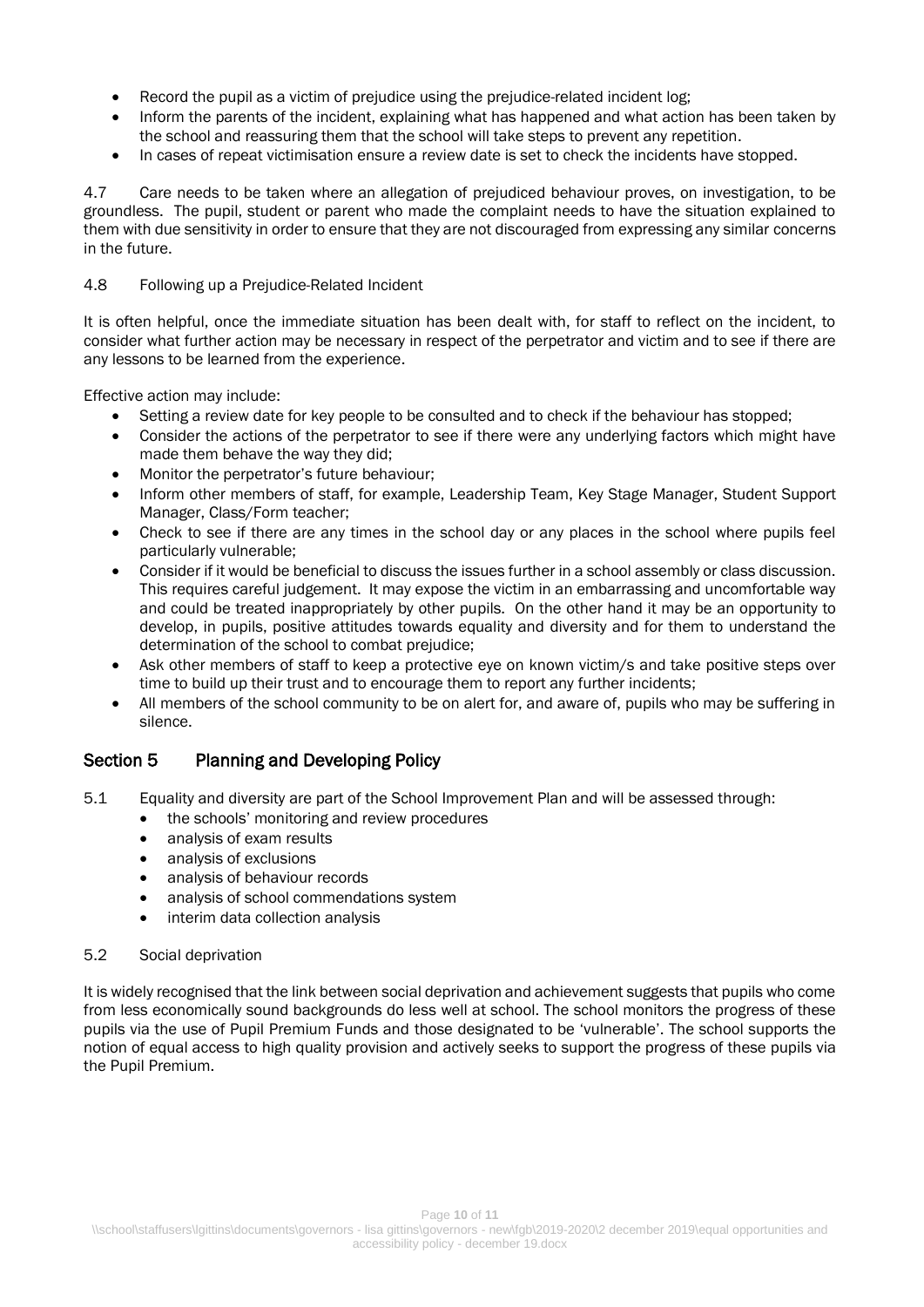- Record the pupil as a victim of prejudice using the prejudice-related incident log;
- Inform the parents of the incident, explaining what has happened and what action has been taken by the school and reassuring them that the school will take steps to prevent any repetition.
- In cases of repeat victimisation ensure a review date is set to check the incidents have stopped.

4.7 Care needs to be taken where an allegation of prejudiced behaviour proves, on investigation, to be groundless. The pupil, student or parent who made the complaint needs to have the situation explained to them with due sensitivity in order to ensure that they are not discouraged from expressing any similar concerns in the future.

4.8 Following up a Prejudice-Related Incident

It is often helpful, once the immediate situation has been dealt with, for staff to reflect on the incident, to consider what further action may be necessary in respect of the perpetrator and victim and to see if there are any lessons to be learned from the experience.

Effective action may include:

- Setting a review date for key people to be consulted and to check if the behaviour has stopped;
- Consider the actions of the perpetrator to see if there were any underlying factors which might have made them behave the way they did;
- Monitor the perpetrator's future behaviour;
- Inform other members of staff, for example, Leadership Team, Key Stage Manager, Student Support Manager, Class/Form teacher;
- Check to see if there are any times in the school day or any places in the school where pupils feel particularly vulnerable;
- Consider if it would be beneficial to discuss the issues further in a school assembly or class discussion. This requires careful judgement. It may expose the victim in an embarrassing and uncomfortable way and could be treated inappropriately by other pupils. On the other hand it may be an opportunity to develop, in pupils, positive attitudes towards equality and diversity and for them to understand the determination of the school to combat prejudice;
- Ask other members of staff to keep a protective eye on known victim/s and take positive steps over time to build up their trust and to encourage them to report any further incidents;
- All members of the school community to be on alert for, and aware of, pupils who may be suffering in silence.

## Section 5 Planning and Developing Policy

5.1 Equality and diversity are part of the School Improvement Plan and will be assessed through:

- the schools' monitoring and review procedures
- analysis of exam results
- analysis of exclusions
- analysis of behaviour records
- analysis of school commendations system
- interim data collection analysis

5.2 Social deprivation

It is widely recognised that the link between social deprivation and achievement suggests that pupils who come from less economically sound backgrounds do less well at school. The school monitors the progress of these pupils via the use of Pupil Premium Funds and those designated to be 'vulnerable'. The school supports the notion of equal access to high quality provision and actively seeks to support the progress of these pupils via the Pupil Premium.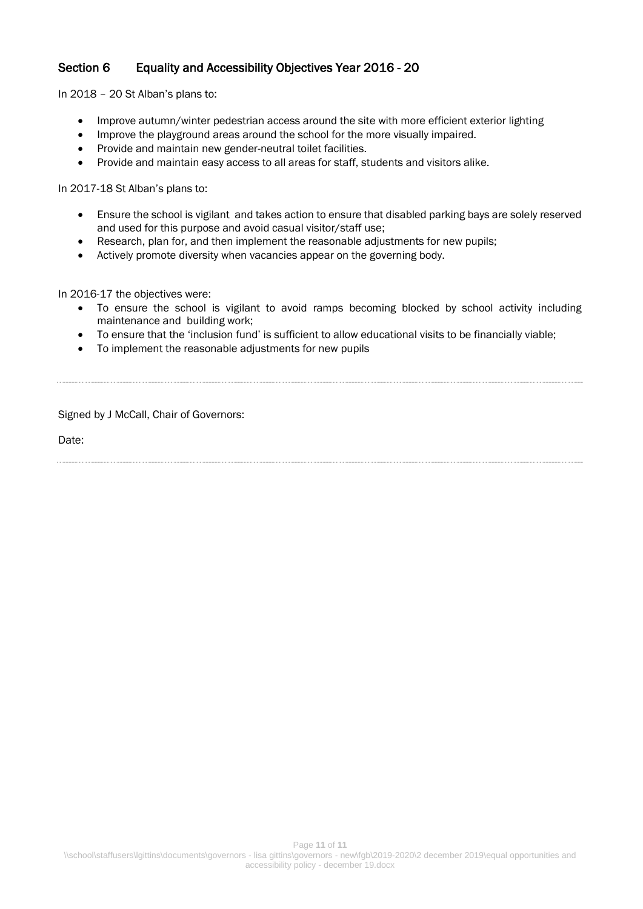## Section 6 Equality and Accessibility Objectives Year 2016 - 20

In 2018 – 20 St Alban's plans to:

- Improve autumn/winter pedestrian access around the site with more efficient exterior lighting
- Improve the playground areas around the school for the more visually impaired.
- Provide and maintain new gender-neutral toilet facilities.
- Provide and maintain easy access to all areas for staff, students and visitors alike.

In 2017-18 St Alban's plans to:

- Ensure the school is vigilant and takes action to ensure that disabled parking bays are solely reserved and used for this purpose and avoid casual visitor/staff use;
- Research, plan for, and then implement the reasonable adjustments for new pupils;
- Actively promote diversity when vacancies appear on the governing body.

In 2016-17 the objectives were:

- To ensure the school is vigilant to avoid ramps becoming blocked by school activity including maintenance and building work;
- To ensure that the 'inclusion fund' is sufficient to allow educational visits to be financially viable;
- To implement the reasonable adjustments for new pupils

---

Signed by J McCall, Chair of Governors:

Date:

---